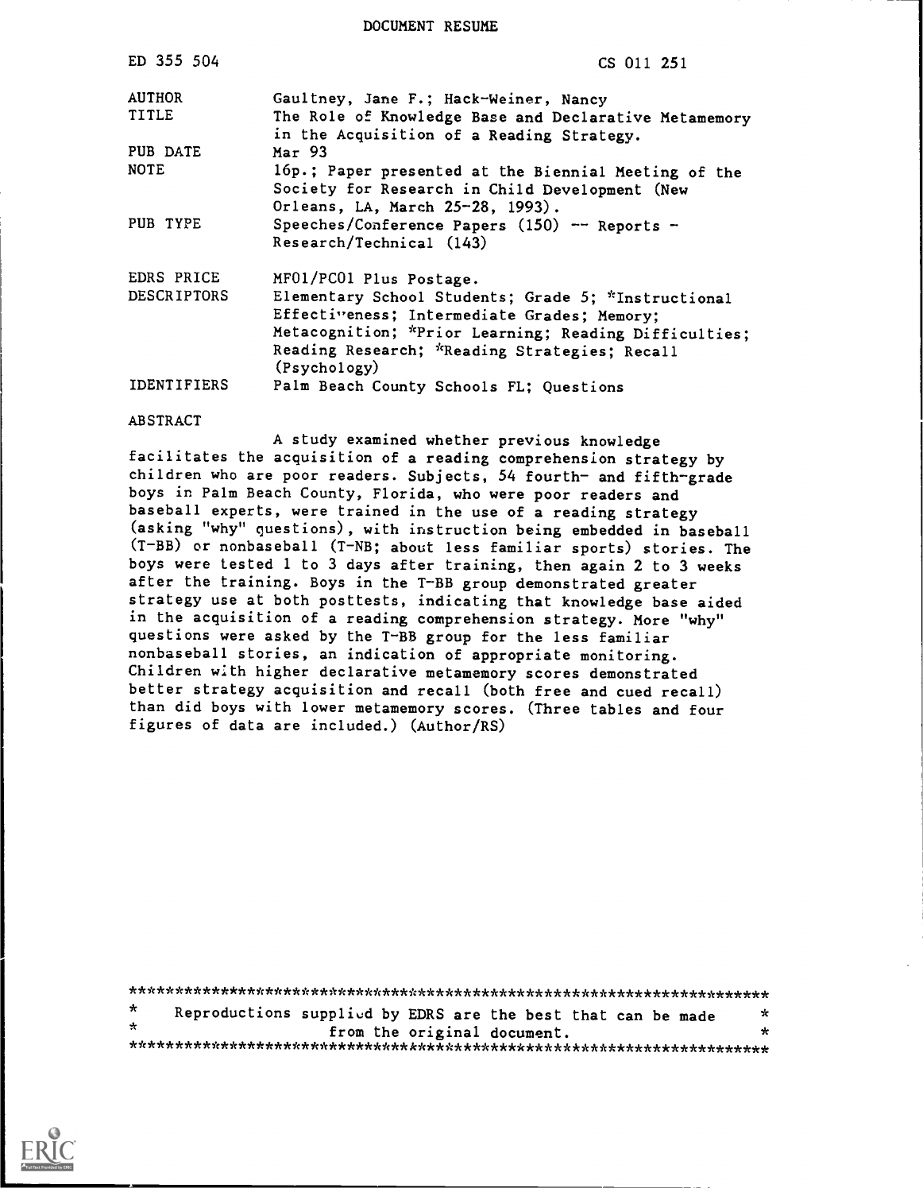DOCUMENT RESUME

| | |
|---|---|
| ED 355 504 | CS 011 251 |
| AUTHOR | Gaultney, Jane F.; Hack-Weiner, Nancy |
| TITLE | The Role of Knowledge Base and Declarative Metamemory in the Acquisition of a Reading Strategy. |
| PUB DATE | Mar 93 |
| NOTE | 16p.; Paper presented at the Biennial Meeting of the Society for Research in Child Development (New Orleans, LA, March 25-28, 1993). |
| PUB TYPE | Speeches/Conference Papers (150) -- Reports - Research/Technical (143) |
| EDRS PRICE | MF01/PC01 Plus Postage. |
| DESCRIPTORS | Elementary School Students; Grade 5; *Instructional Effectiveness; Intermediate Grades; Memory; Metacognition; *Prior Learning; Reading Difficulties; Reading Research; *Reading Strategies; Recall (Psychology) |
| IDENTIFIERS | Palm Beach County Schools FL; Questions |

ABSTRACT

A study examined whether previous knowledge facilitates the acquisition of a reading comprehension strategy by children who are poor readers. Subjects, 54 fourth- and fifth-grade boys in Palm Beach County, Florida, who were poor readers and baseball experts, were trained in the use of a reading strategy (asking "why" questions), with instruction being embedded in baseball (T-BB) or nonbaseball (T-NB; about less familiar sports) stories. The boys were tested 1 to 3 days after training, then again 2 to 3 weeks after the training. Boys in the T-BB group demonstrated greater strategy use at both posttests, indicating that knowledge base aided in the acquisition of a reading comprehension strategy. More "why" questions were asked by the T-BB group for the less familiar nonbaseball stories, an indication of appropriate monitoring. Children with higher declarative metamemory scores demonstrated better strategy acquisition and recall (both free and cued recall) than did boys with lower metamemory scores. (Three tables and four figures of data are included.) (Author/RS)

***********************************************************************
* Reproductions supplied by EDRS are the best that can be made *
* from the original document. *
***********************************************************************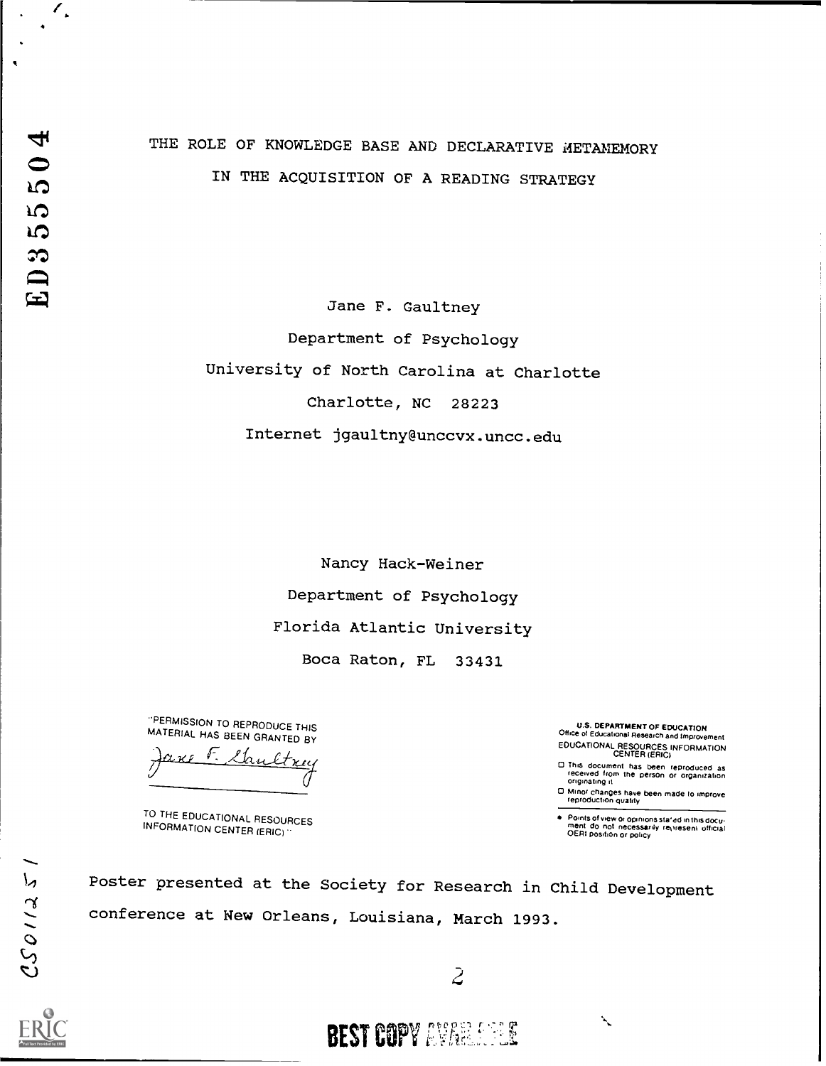# THE ROLE OF KNOWLEDGE BASE AND DECLARATIVE METAMEMORY IN THE ACQUISITION OF A READING STRATEGY

Jane F. Gaultney

Department of Psychology

University of North Carolina at Charlotte

Charlotte, NC 28223

Internet jgaultny@unccvx.uncc.edu

Nancy Hack-Weiner

Department of Psychology

Florida Atlantic University

Boca Raton, FL 33431

"PERMISSION TO REPRODUCE THIS MATERIAL HAS BEEN GRANTED BY

Jane F. Gaultney

TO THE EDUCATIONAL RESOURCES INFORMATION CENTER (ERIC)."

U.S. DEPARTMENT OF EDUCATION
Office of Educational Research and Improvement
EDUCATIONAL RESOURCES INFORMATION CENTER (ERIC)

- This document has been reproduced as received from the person or organization originating it.
- Minor changes have been made to improve reproduction quality.
- Points of view or opinions stated in this document do not necessarily represent official OERI position or policy.

Poster presented at the Society for Research in Child Development conference at New Orleans, Louisiana, March 1993.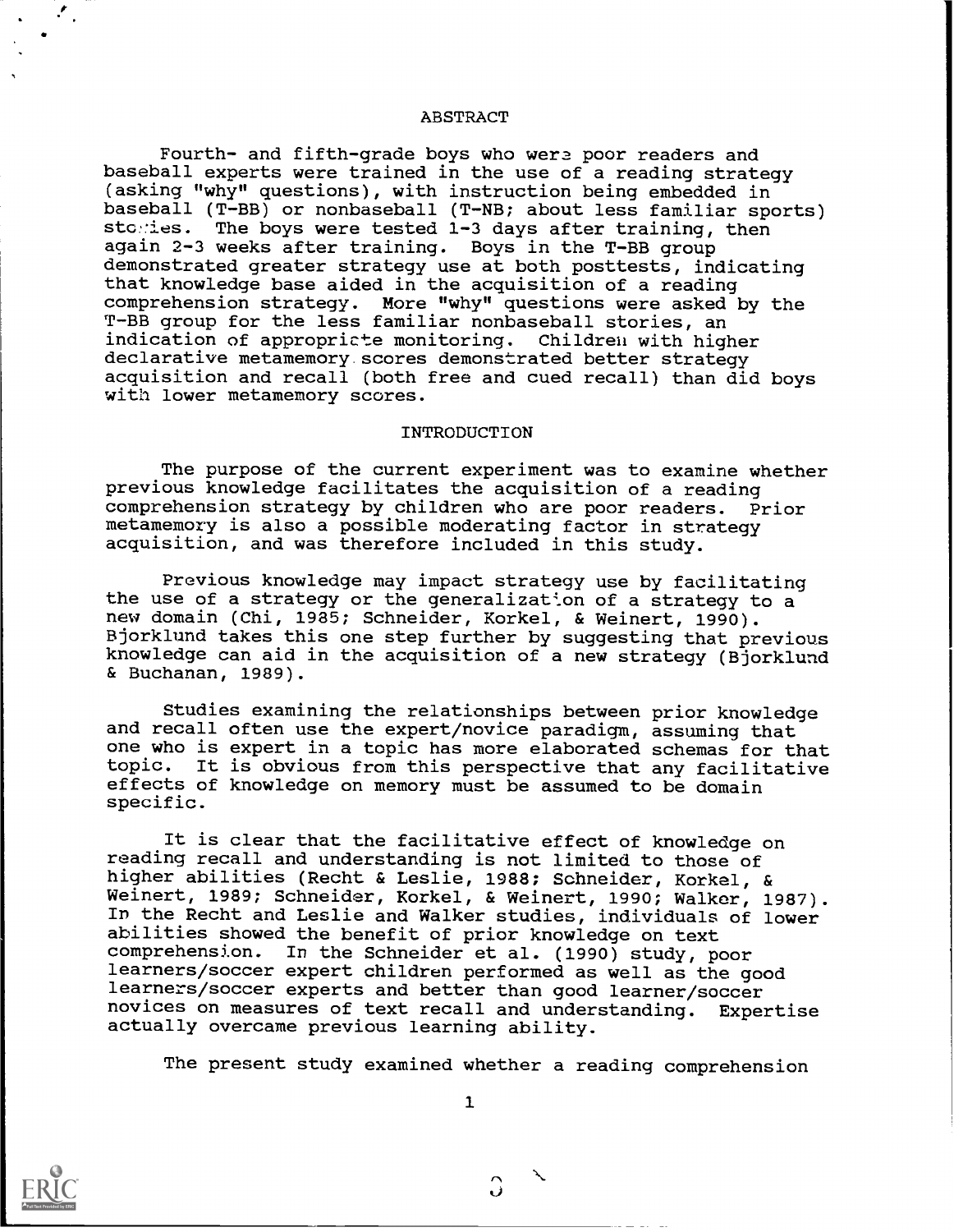## ABSTRACT

Fourth- and fifth-grade boys who were poor readers and baseball experts were trained in the use of a reading strategy (asking "why" questions), with instruction being embedded in baseball (T-BB) or nonbaseball (T-NB; about less familiar sports) stories. The boys were tested 1-3 days after training, then again 2-3 weeks after training. Boys in the T-BB group demonstrated greater strategy use at both posttests, indicating that knowledge base aided in the acquisition of a reading comprehension strategy. More "why" questions were asked by the T-BB group for the less familiar nonbaseball stories, an indication of appropriate monitoring. Children with higher declarative metamemory scores demonstrated better strategy acquisition and recall (both free and cued recall) than did boys with lower metamemory scores.

## INTRODUCTION

The purpose of the current experiment was to examine whether previous knowledge facilitates the acquisition of a reading comprehension strategy by children who are poor readers. Prior metamemory is also a possible moderating factor in strategy acquisition, and was therefore included in this study.

Previous knowledge may impact strategy use by facilitating the use of a strategy or the generalization of a strategy to a new domain (Chi, 1985; Schneider, Korkel, & Weinert, 1990). Bjorklund takes this one step further by suggesting that previous knowledge can aid in the acquisition of a new strategy (Bjorklund & Buchanan, 1989).

Studies examining the relationships between prior knowledge and recall often use the expert/novice paradigm, assuming that one who is expert in a topic has more elaborated schemas for that topic. It is obvious from this perspective that any facilitative effects of knowledge on memory must be assumed to be domain specific.

It is clear that the facilitative effect of knowledge on reading recall and understanding is not limited to those of higher abilities (Recht & Leslie, 1988; Schneider, Korkel, & Weinert, 1989; Schneider, Korkel, & Weinert, 1990; Walker, 1987). In the Recht and Leslie and Walker studies, individuals of lower abilities showed the benefit of prior knowledge on text comprehension. In the Schneider et al. (1990) study, poor learners/soccer expert children performed as well as the good learners/soccer experts and better than good learner/soccer novices on measures of text recall and understanding. Expertise actually overcame previous learning ability.

The present study examined whether a reading comprehension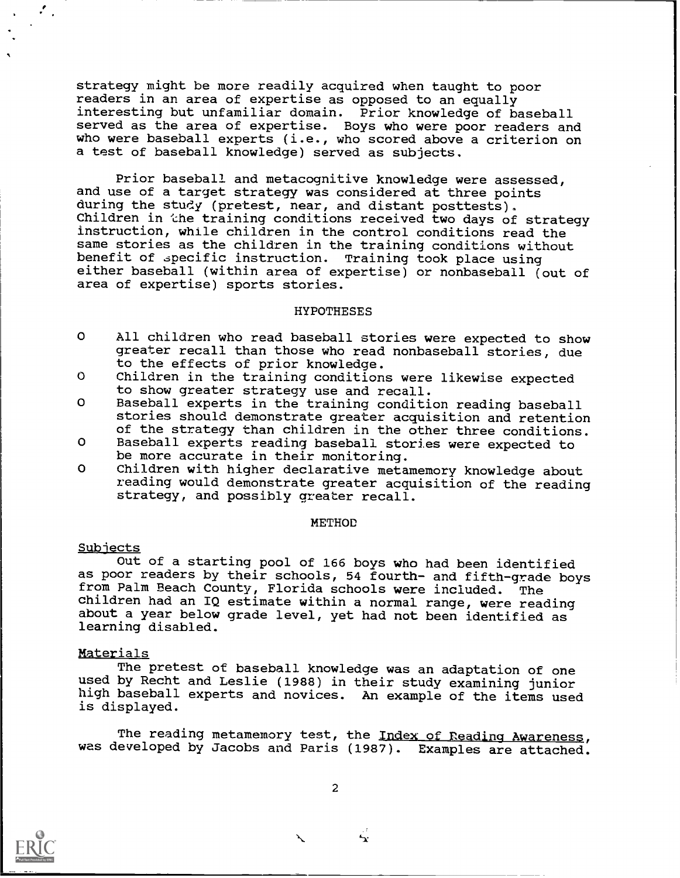strategy might be more readily acquired when taught to poor readers in an area of expertise as opposed to an equally interesting but unfamiliar domain. Prior knowledge of baseball served as the area of expertise. Boys who were poor readers and who were baseball experts (i.e., who scored above a criterion on a test of baseball knowledge) served as subjects.

Prior baseball and metacognitive knowledge were assessed, and use of a target strategy was considered at three points during the study (pretest, near, and distant posttests). Children in the training conditions received two days of strategy instruction, while children in the control conditions read the same stories as the children in the training conditions without benefit of specific instruction. Training took place using either baseball (within area of expertise) or nonbaseball (out of area of expertise) sports stories.

## HYPOTHESES

- All children who read baseball stories were expected to show greater recall than those who read nonbaseball stories, due to the effects of prior knowledge.
- Children in the training conditions were likewise expected to show greater strategy use and recall.
- Baseball experts in the training condition reading baseball stories should demonstrate greater acquisition and retention of the strategy than children in the other three conditions.
- Baseball experts reading baseball stories were expected to be more accurate in their monitoring.
- Children with higher declarative metamemory knowledge about reading would demonstrate greater acquisition of the reading strategy, and possibly greater recall.

## METHOD

### Subjects

Out of a starting pool of 166 boys who had been identified as poor readers by their schools, 54 fourth- and fifth-grade boys from Palm Beach County, Florida schools were included. The children had an IQ estimate within a normal range, were reading about a year below grade level, yet had not been identified as learning disabled.

### Materials

The pretest of baseball knowledge was an adaptation of one used by Recht and Leslie (1988) in their study examining junior high baseball experts and novices. An example of the items used is displayed.

The reading metamemory test, the Index of Reading Awareness, was developed by Jacobs and Paris (1987). Examples are attached.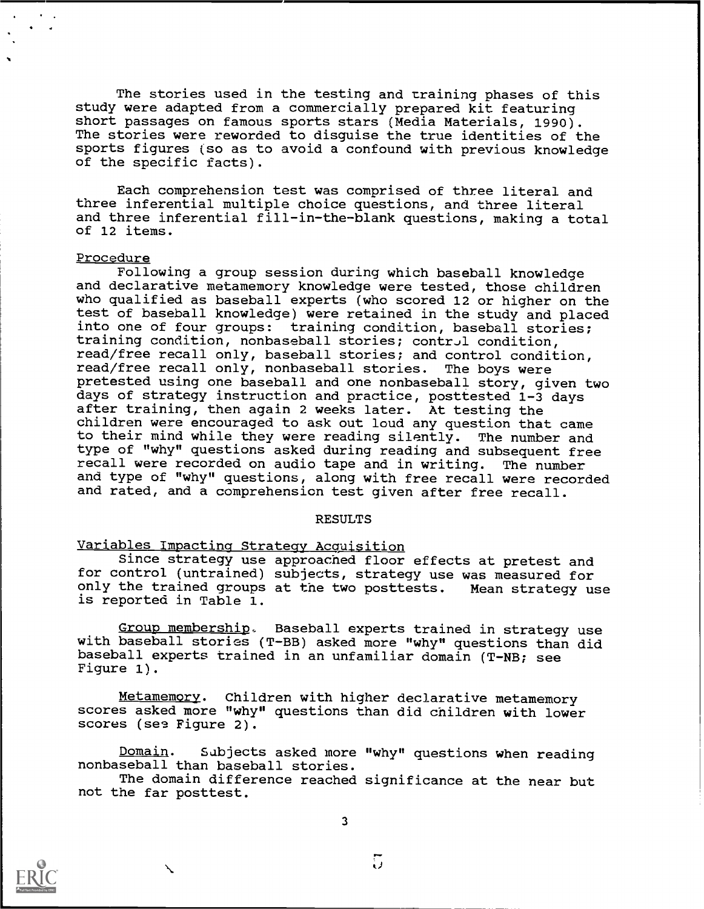The stories used in the testing and training phases of this study were adapted from a commercially prepared kit featuring short passages on famous sports stars (Media Materials, 1990). The stories were reworded to disguise the true identities of the sports figures (so as to avoid a confound with previous knowledge of the specific facts).

Each comprehension test was comprised of three literal and three inferential multiple choice questions, and three literal and three inferential fill-in-the-blank questions, making a total of 12 items.

Procedure

Following a group session during which baseball knowledge and declarative metamemory knowledge were tested, those children who qualified as baseball experts (who scored 12 or higher on the test of baseball knowledge) were retained in the study and placed into one of four groups: training condition, baseball stories; training condition, nonbaseball stories; control condition, read/free recall only, baseball stories; and control condition, read/free recall only, nonbaseball stories. The boys were pretested using one baseball and one nonbaseball story, given two days of strategy instruction and practice, posttested 1-3 days after training, then again 2 weeks later. At testing the children were encouraged to ask out loud any question that came to their mind while they were reading silently. The number and type of "why" questions asked during reading and subsequent free recall were recorded on audio tape and in writing. The number and type of "why" questions, along with free recall were recorded and rated, and a comprehension test given after free recall.

## RESULTS

Variables Impacting Strategy Acquisition

Since strategy use approached floor effects at pretest and for control (untrained) subjects, strategy use was measured for only the trained groups at the two posttests. Mean strategy use is reported in Table 1.

Group membership. Baseball experts trained in strategy use with baseball stories (T-BB) asked more "why" questions than did baseball experts trained in an unfamiliar domain (T-NB; see Figure 1).

Metamemory. Children with higher declarative metamemory scores asked more "why" questions than did children with lower scores (see Figure 2).

Domain. Subjects asked more "why" questions when reading nonbaseball than baseball stories.

The domain difference reached significance at the near but not the far posttest.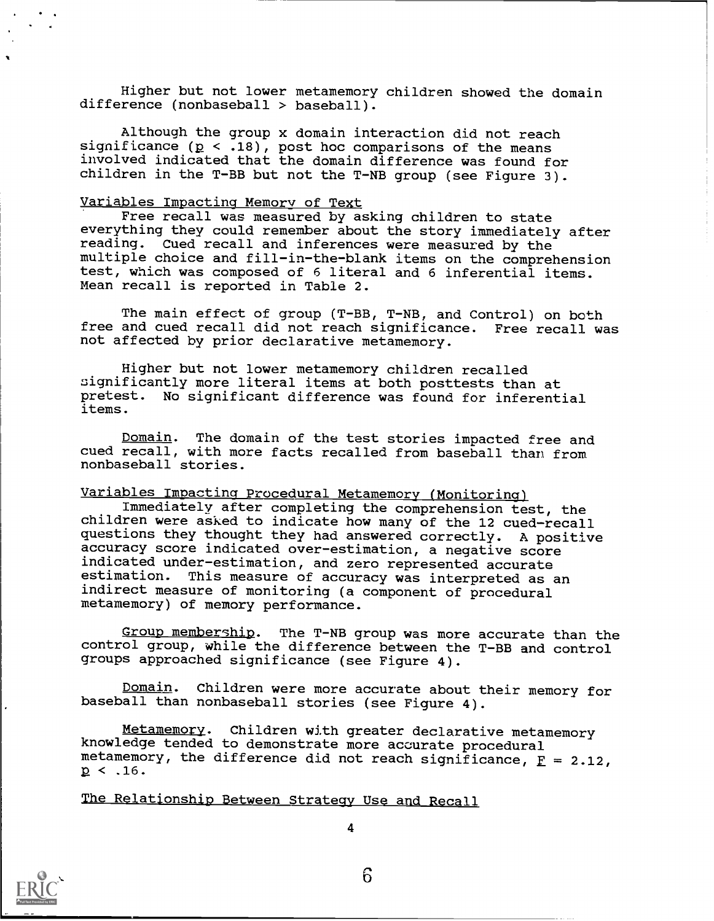Higher but not lower metamemory children showed the domain difference (nonbaseball > baseball).

Although the group x domain interaction did not reach significance ($p < .18$), post hoc comparisons of the means involved indicated that the domain difference was found for children in the T-BB but not the T-NB group (see Figure 3).

### Variables Impacting Memory of Text

Free recall was measured by asking children to state everything they could remember about the story immediately after reading. Cued recall and inferences were measured by the multiple choice and fill-in-the-blank items on the comprehension test, which was composed of 6 literal and 6 inferential items. Mean recall is reported in Table 2.

The main effect of group (T-BB, T-NB, and Control) on both free and cued recall did not reach significance. Free recall was not affected by prior declarative metamemory.

Higher but not lower metamemory children recalled significantly more literal items at both posttests than at pretest. No significant difference was found for inferential items.

Domain. The domain of the test stories impacted free and cued recall, with more facts recalled from baseball than from nonbaseball stories.

### Variables Impacting Procedural Metamemory (Monitoring)

Immediately after completing the comprehension test, the children were asked to indicate how many of the 12 cued-recall questions they thought they had answered correctly. A positive accuracy score indicated over-estimation, a negative score indicated under-estimation, and zero represented accurate estimation. This measure of accuracy was interpreted as an indirect measure of monitoring (a component of procedural metamemory) of memory performance.

Group membership. The T-NB group was more accurate than the control group, while the difference between the T-BB and control groups approached significance (see Figure 4).

Domain. Children were more accurate about their memory for baseball than nonbaseball stories (see Figure 4).

Metamemory. Children with greater declarative metamemory knowledge tended to demonstrate more accurate procedural metamemory, the difference did not reach significance, $F = 2.12$, $p < .16$.

### The Relationship Between Strategy Use and Recall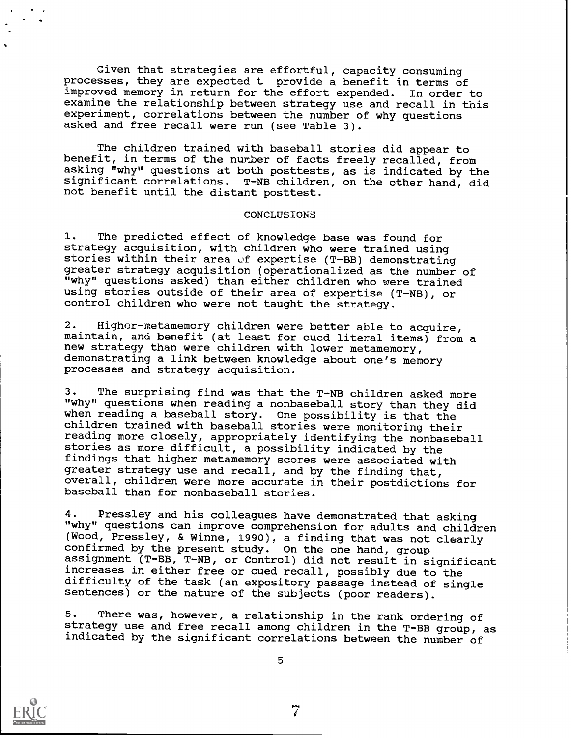Given that strategies are effortful, capacity consuming processes, they are expected t provide a benefit in terms of improved memory in return for the effort expended. In order to examine the relationship between strategy use and recall in this experiment, correlations between the number of why questions asked and free recall were run (see Table 3).

The children trained with baseball stories did appear to benefit, in terms of the number of facts freely recalled, from asking "why" questions at both posttests, as is indicated by the significant correlations. T-NB children, on the other hand, did not benefit until the distant posttest.

## CONCLUSIONS

1. The predicted effect of knowledge base was found for strategy acquisition, with children who were trained using stories within their area of expertise (T-BB) demonstrating greater strategy acquisition (operationalized as the number of "why" questions asked) than either children who were trained using stories outside of their area of expertise (T-NB), or control children who were not taught the strategy.

2. Higher-metamemory children were better able to acquire, maintain, and benefit (at least for cued literal items) from a new strategy than were children with lower metamemory, demonstrating a link between knowledge about one's memory processes and strategy acquisition.

3. The surprising find was that the T-NB children asked more "why" questions when reading a nonbaseball story than they did when reading a baseball story. One possibility is that the children trained with baseball stories were monitoring their reading more closely, appropriately identifying the nonbaseball stories as more difficult, a possibility indicated by the findings that higher metamemory scores were associated with greater strategy use and recall, and by the finding that, overall, children were more accurate in their postdictions for baseball than for nonbaseball stories.

4. Pressley and his colleagues have demonstrated that asking "why" questions can improve comprehension for adults and children (Wood, Pressley, & Winne, 1990), a finding that was not clearly confirmed by the present study. On the one hand, group assignment (T-BB, T-NB, or Control) did not result in significant increases in either free or cued recall, possibly due to the difficulty of the task (an expository passage instead of single sentences) or the nature of the subjects (poor readers).

5. There was, however, a relationship in the rank ordering of strategy use and free recall among children in the T-BB group, as indicated by the significant correlations between the number of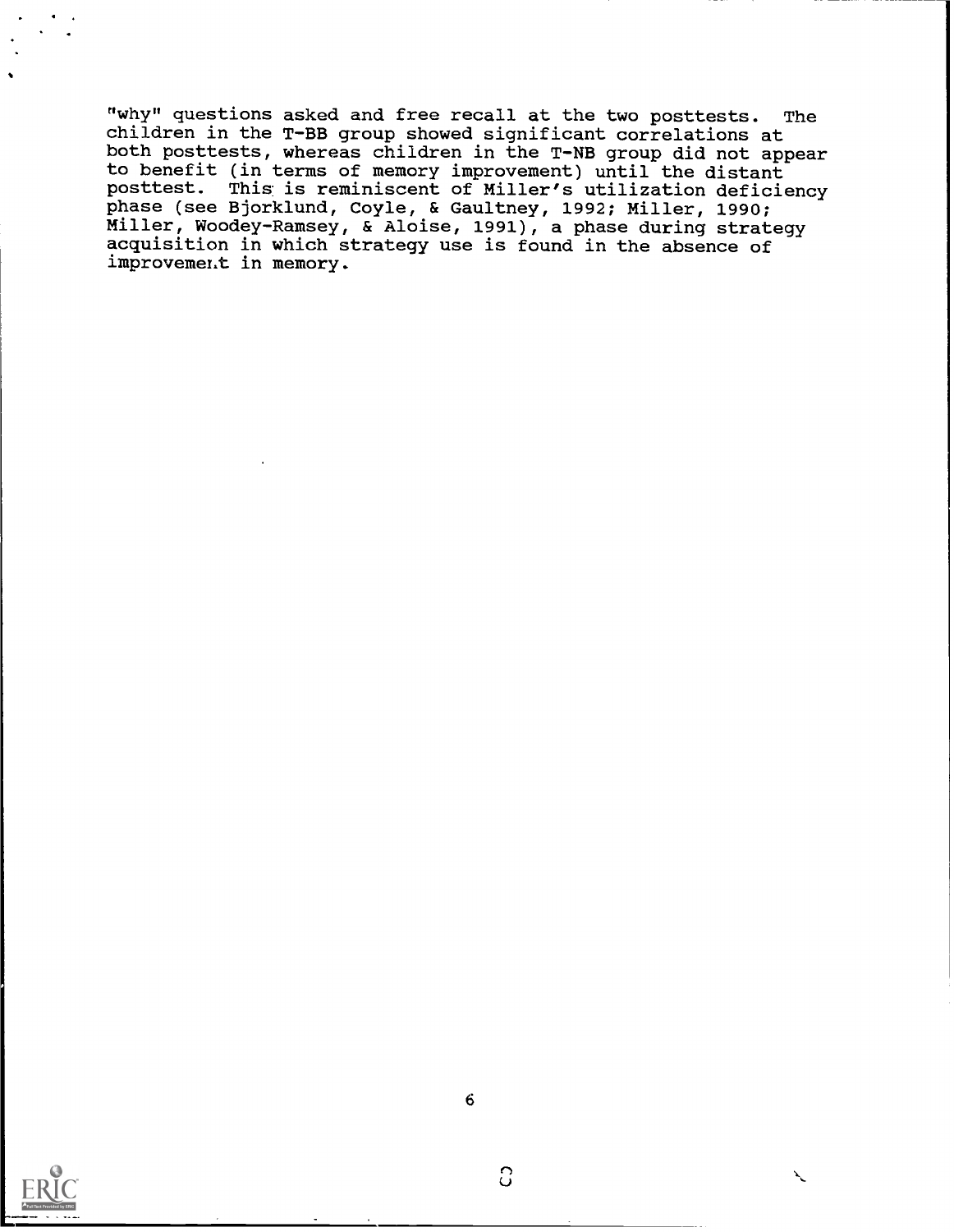"why" questions asked and free recall at the two posttests. The children in the T-BB group showed significant correlations at both posttests, whereas children in the T-NB group did not appear to benefit (in terms of memory improvement) until the distant posttest. This is reminiscent of Miller's utilization deficiency phase (see Bjorklund, Coyle, & Gaultney, 1992; Miller, 1990; Miller, Woodey-Ramsey, & Aloise, 1991), a phase during strategy acquisition in which strategy use is found in the absence of improvement in memory.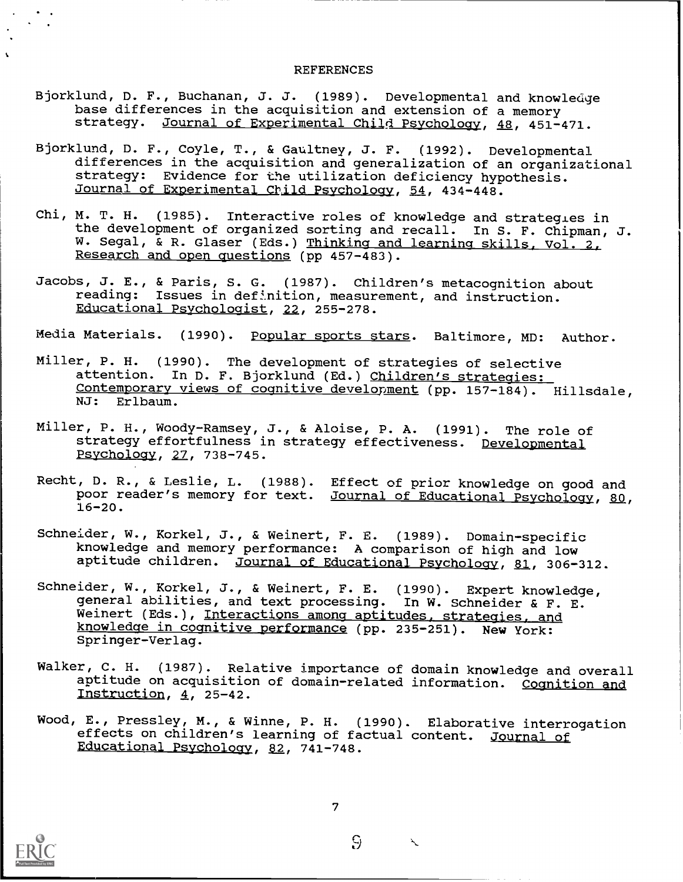# REFERENCES

Bjorklund, D. F., Buchanan, J. J. (1989). Developmental and knowledge base differences in the acquisition and extension of a memory strategy. Journal of Experimental Child Psychology, 48, 451-471.

Bjorklund, D. F., Coyle, T., & Gaultney, J. F. (1992). Developmental differences in the acquisition and generalization of an organizational strategy: Evidence for the utilization deficiency hypothesis. Journal of Experimental Child Psychology, 54, 434-448.

Chi, M. T. H. (1985). Interactive roles of knowledge and strategies in the development of organized sorting and recall. In S. F. Chipman, J. W. Segal, & R. Glaser (Eds.) Thinking and learning skills, Vol. 2, Research and open questions (pp 457-483).

Jacobs, J. E., & Paris, S. G. (1987). Children's metacognition about reading: Issues in definition, measurement, and instruction. Educational Psychologist, 22, 255-278.

Media Materials. (1990). Popular sports stars. Baltimore, MD: Author.

Miller, P. H. (1990). The development of strategies of selective attention. In D. F. Bjorklund (Ed.) Children's strategies: Contemporary views of cognitive development (pp. 157-184). Hillsdale, NJ: Erlbaum.

Miller, P. H., Woody-Ramsey, J., & Aloise, P. A. (1991). The role of strategy effortfulness in strategy effectiveness. Developmental Psychology, 27, 738-745.

Recht, D. R., & Leslie, L. (1988). Effect of prior knowledge on good and poor reader's memory for text. Journal of Educational Psychology, 80, 16-20.

Schneider, W., Korkel, J., & Weinert, F. E. (1989). Domain-specific knowledge and memory performance: A comparison of high and low aptitude children. Journal of Educational Psychology, 81, 306-312.

Schneider, W., Korkel, J., & Weinert, F. E. (1990). Expert knowledge, general abilities, and text processing. In W. Schneider & F. E. Weinert (Eds.), Interactions among aptitudes, strategies, and knowledge in cognitive performance (pp. 235-251). New York: Springer-Verlag.

Walker, C. H. (1987). Relative importance of domain knowledge and overall aptitude on acquisition of domain-related information. Cognition and Instruction, 4, 25-42.

Wood, E., Pressley, M., & Winne, P. H. (1990). Elaborative interrogation effects on children's learning of factual content. Journal of Educational Psychology, 82, 741-748.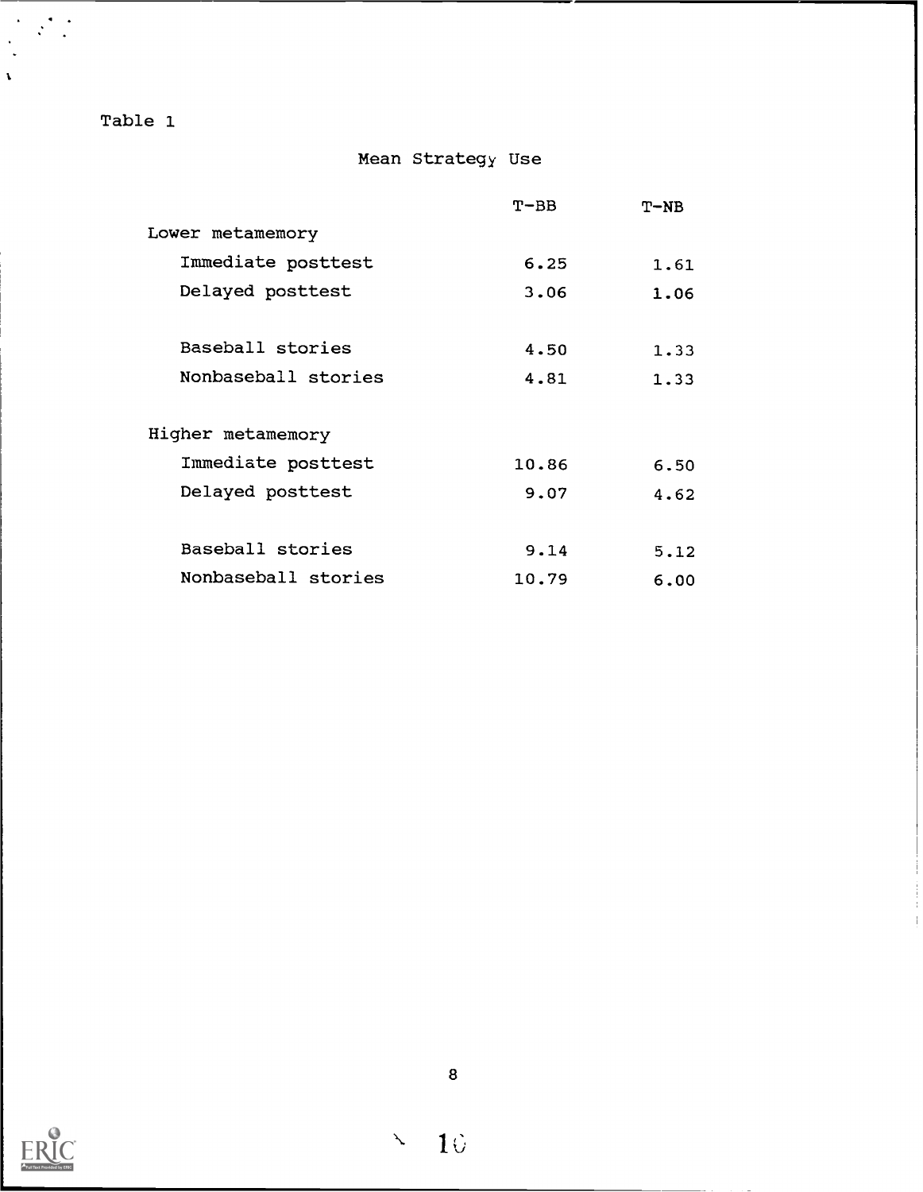Table 1

Mean Strategy Use

| | T-BB | T-NB |
|---|---|---|
| Lower metamemory | | |
| Immediate posttest | 6.25 | 1.61 |
| Delayed posttest | 3.06 | 1.06 |
| Baseball stories | 4.50 | 1.33 |
| Nonbaseball stories | 4.81 | 1.33 |
| Higher metamemory | | |
| Immediate posttest | 10.86 | 6.50 |
| Delayed posttest | 9.07 | 4.62 |
| Baseball stories | 9.14 | 5.12 |
| Nonbaseball stories | 10.79 | 6.00 |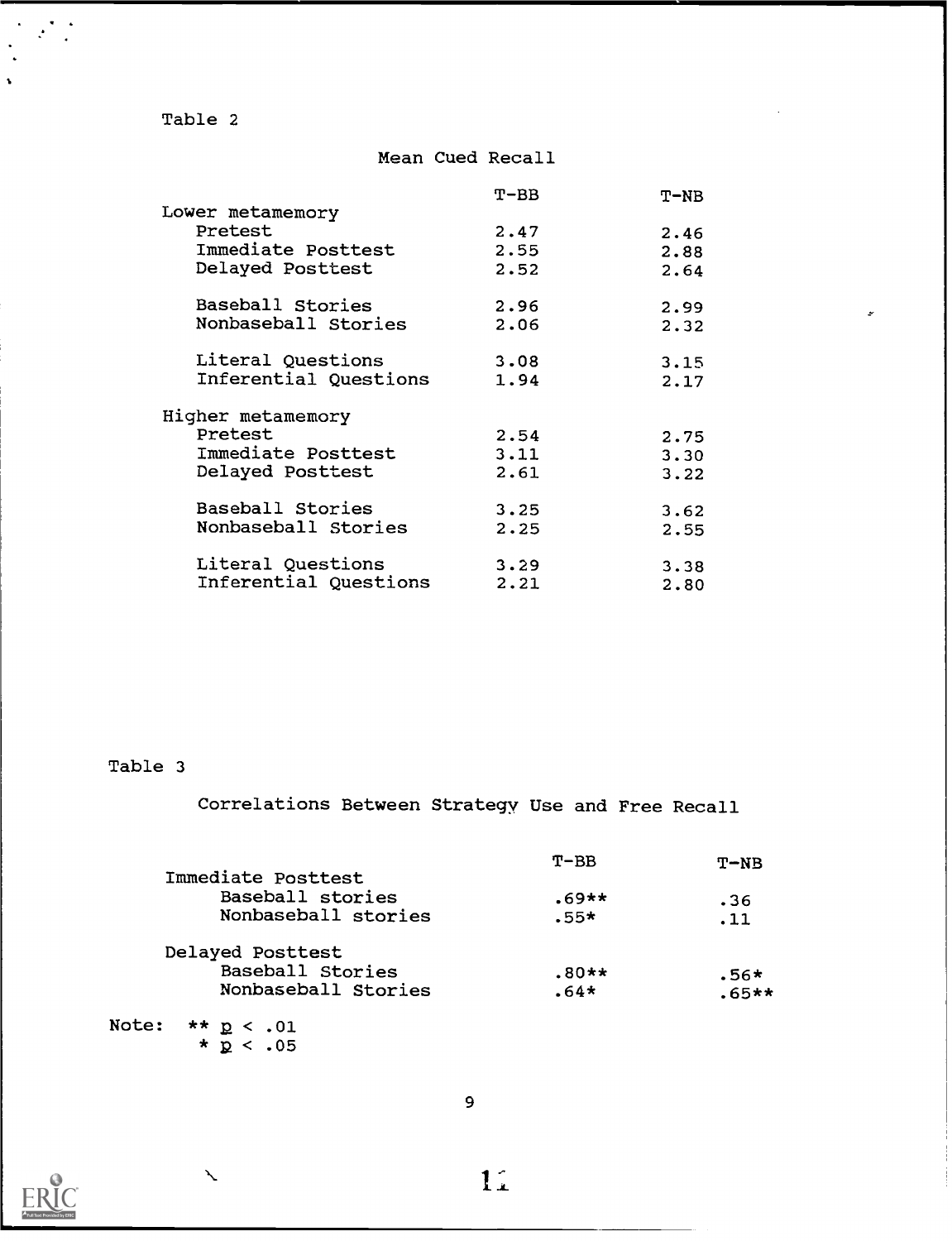Table 2

Mean Cued Recall

| | T-BB | T-NB |
|---|---|---|
| **Lower metamemory** | | |
| Pretest | 2.47 | 2.46 |
| Immediate Posttest | 2.55 | 2.88 |
| Delayed Posttest | 2.52 | 2.64 |
| Baseball Stories | 2.96 | 2.99 |
| Nonbaseball Stories | 2.06 | 2.32 |
| Literal Questions | 3.08 | 3.15 |
| Inferential Questions | 1.94 | 2.17 |
| **Higher metamemory** | | |
| Pretest | 2.54 | 2.75 |
| Immediate Posttest | 3.11 | 3.30 |
| Delayed Posttest | 2.61 | 3.22 |
| Baseball Stories | 3.25 | 3.62 |
| Nonbaseball Stories | 2.25 | 2.55 |
| Literal Questions | 3.29 | 3.38 |
| Inferential Questions | 2.21 | 2.80 |

Table 3

Correlations Between Strategy Use and Free Recall

| | T-BB | T-NB |
|---|---|---|
| **Immediate Posttest** | | |
| Baseball stories | .69** | .36 |
| Nonbaseball stories | .55* | .11 |
| **Delayed Posttest** | | |
| Baseball Stories | .80** | .56* |
| Nonbaseball Stories | .64* | .65** |

Note: ** $p < .01$
 * $p < .05$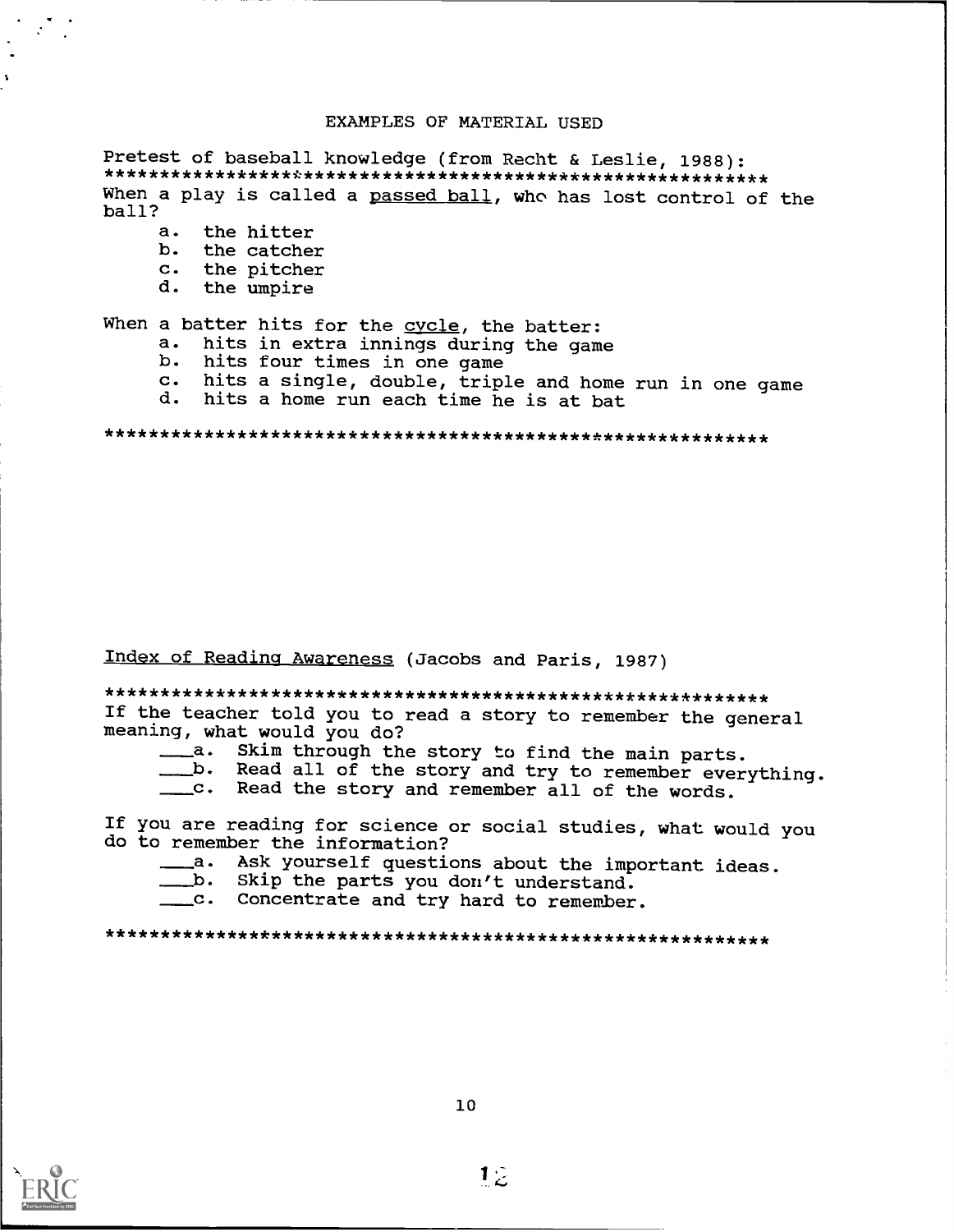## EXAMPLES OF MATERIAL USED

Pretest of baseball knowledge (from Recht & Leslie, 1988):

**********************************************************

When a play is called a passed ball, who has lost control of the ball?

a. the hitter
b. the catcher
c. the pitcher
d. the umpire

When a batter hits for the cycle, the batter:

a. hits in extra innings during the game
b. hits four times in one game
c. hits a single, double, triple and home run in one game
d. hits a home run each time he is at bat

**********************************************************

Index of Reading Awareness (Jacobs and Paris, 1987)

**********************************************************

If the teacher told you to read a story to remember the general meaning, what would you do?

___a. Skim through the story to find the main parts.
___b. Read all of the story and try to remember everything.
___c. Read the story and remember all of the words.

If you are reading for science or social studies, what would you do to remember the information?

___a. Ask yourself questions about the important ideas.
___b. Skip the parts you don't understand.
___c. Concentrate and try hard to remember.

**********************************************************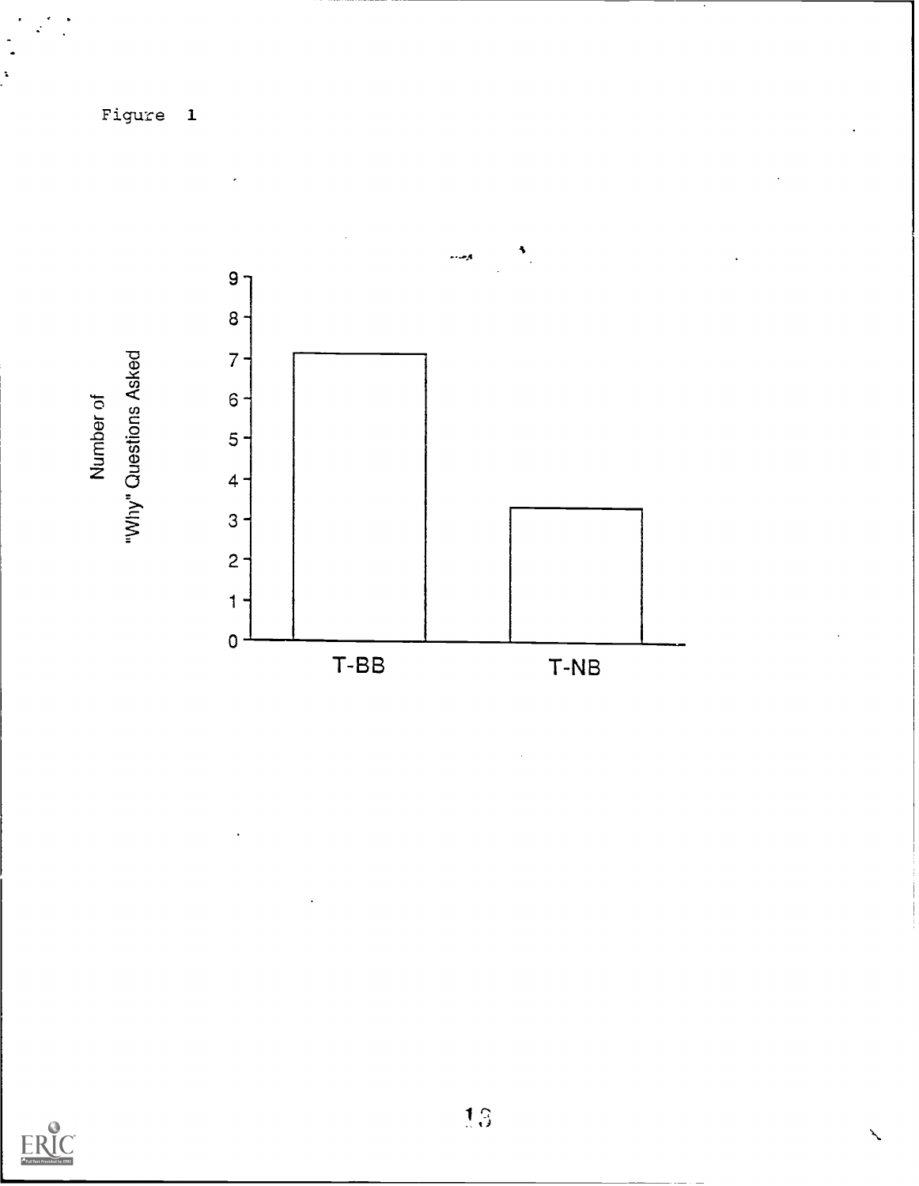Figure 1

Number of "Why" Questions Asked

| | T-BB | T-NB |
|---|---|---|
| Number of "Why" Questions Asked | ~7.1 | ~3.3 |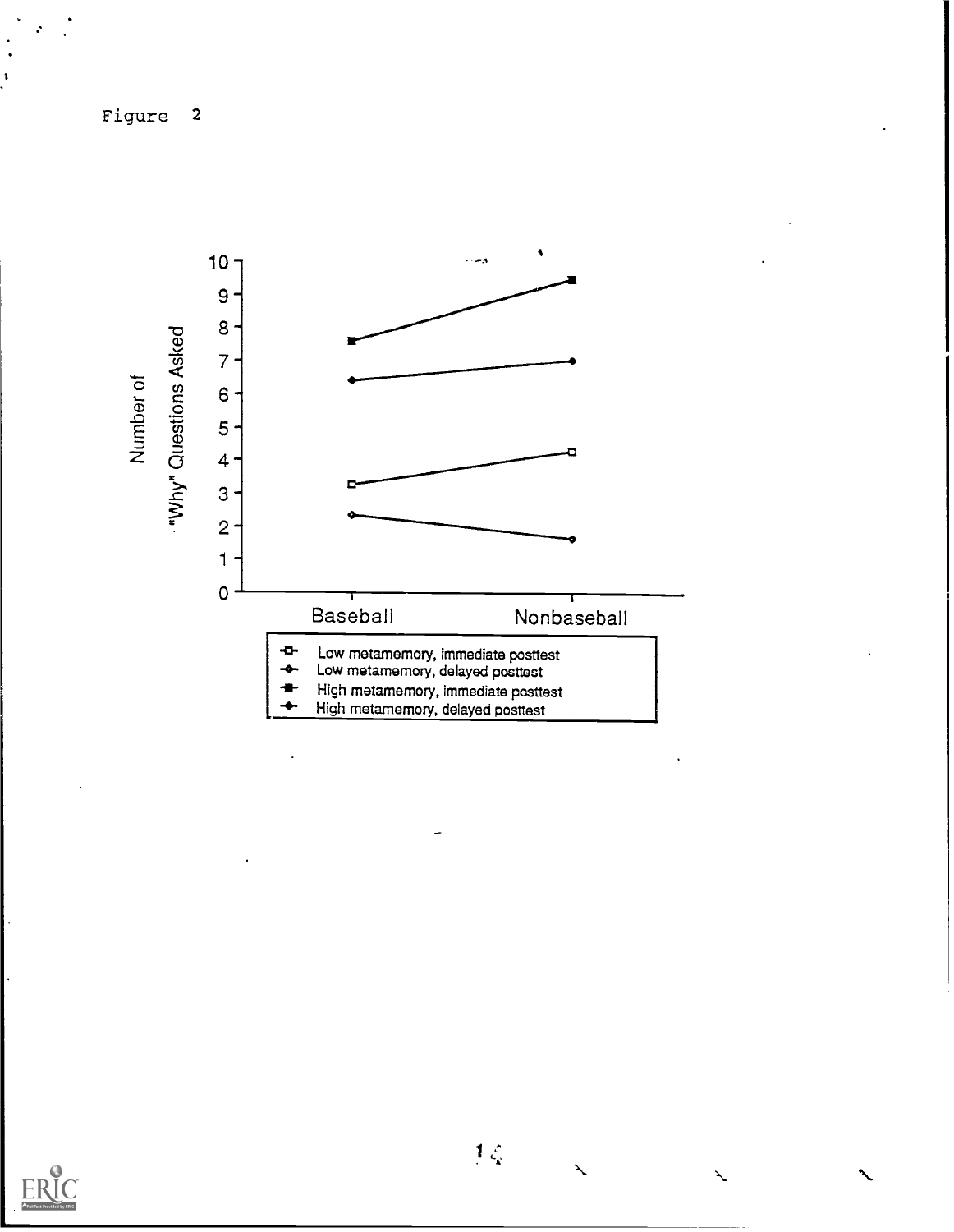Figure 2

| | Baseball | Nonbaseball |
|---|---|---|
| Low metamemory, immediate posttest | 3.2 | 4.2 |
| Low metamemory, delayed posttest | 2.3 | 1.6 |
| High metamemory, immediate posttest | 7.6 | 9.4 |
| High metamemory, delayed posttest | 6.4 | 7.0 |

Y-axis: Number of "Why" Questions Asked (0–10)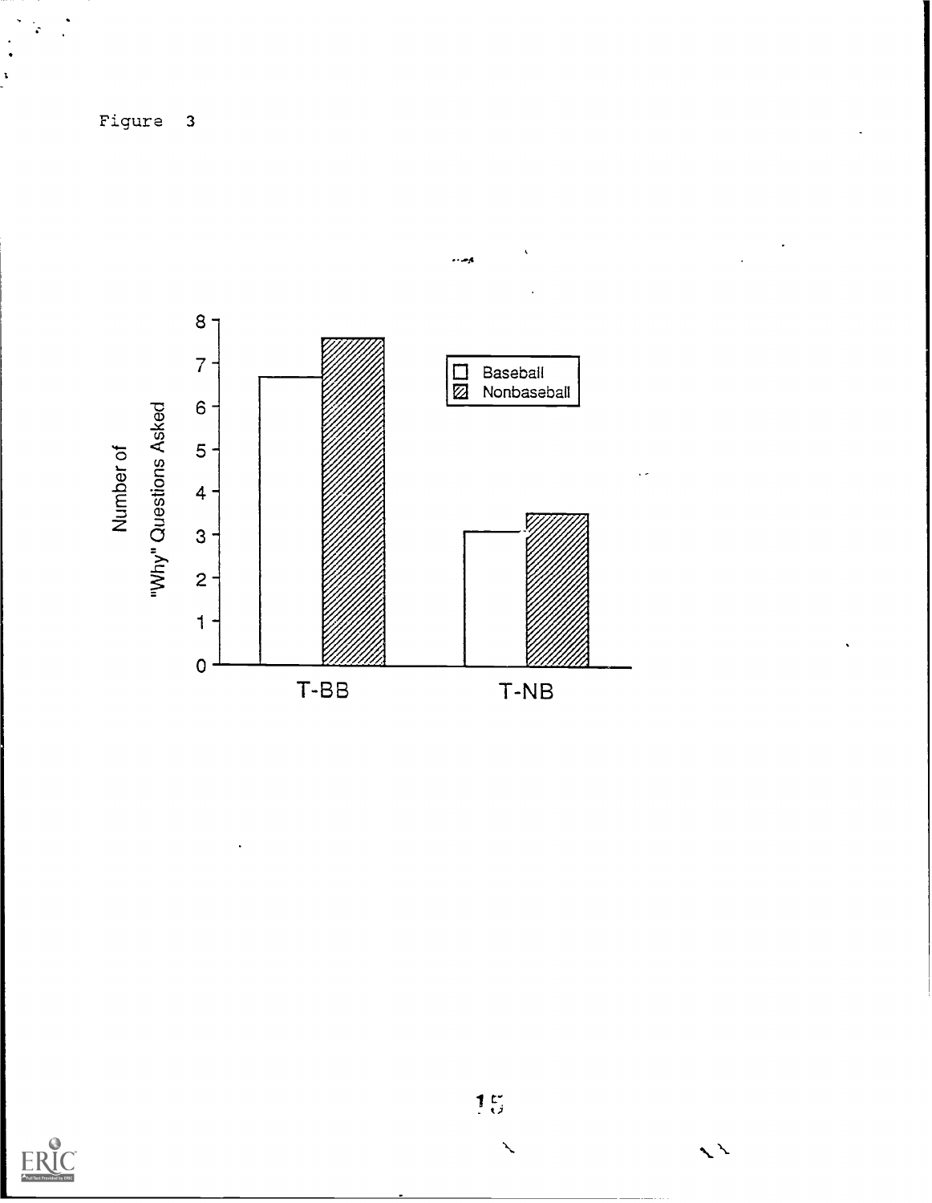Figure 3

| | Baseball | Nonbaseball |
| --- | --- | --- |
| T-BB | 6.7 | 7.6 |
| T-NB | 3.1 | 3.5 |

Y-axis: Number of "Why" Questions Asked (0–8)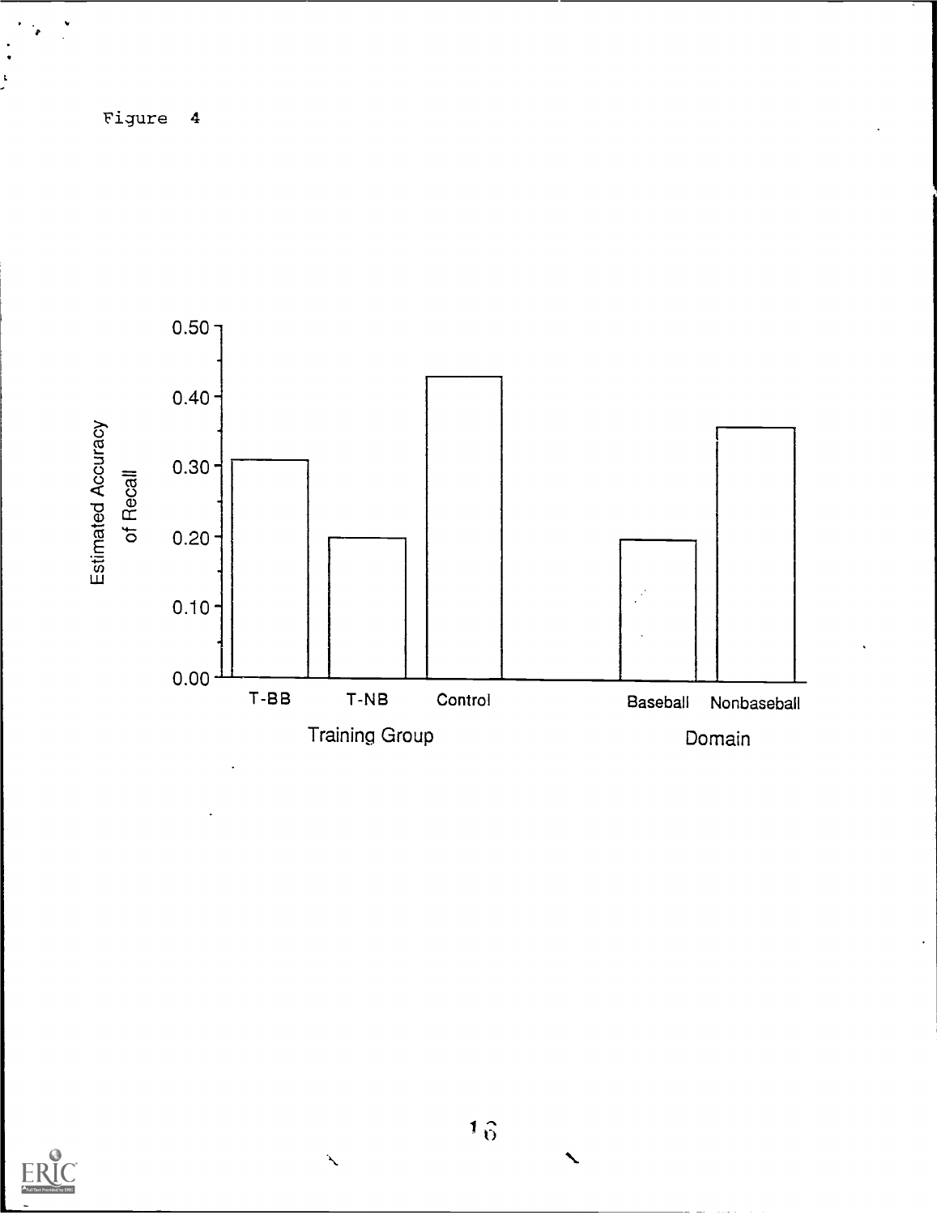Figure 4

Estimated Accuracy of Recall

0.50

0.40

0.30

0.20

0.10

0.00

T-BB

T-NB

Control

Baseball

Nonbaseball

Training Group

Domain